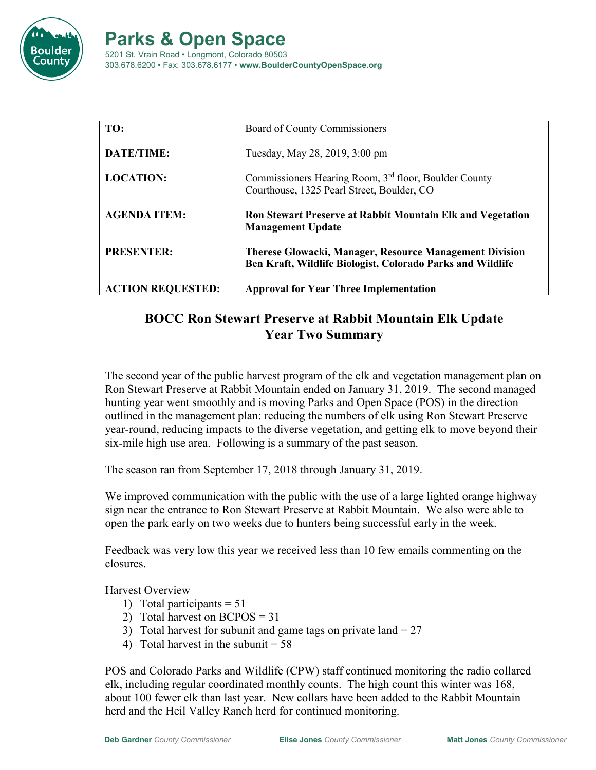# Parks & Open Space

5201 St. Vrain Road • Longmont, Colorado 80503
303.678.6200 • Fax: 303.678.6177 • **www.BoulderCountyOpenSpace.org**

| | |
|---|---|
| **TO:** | Board of County Commissioners |
| **DATE/TIME:** | Tuesday, May 28, 2019, 3:00 pm |
| **LOCATION:** | Commissioners Hearing Room, 3rd floor, Boulder County Courthouse, 1325 Pearl Street, Boulder, CO |
| **AGENDA ITEM:** | **Ron Stewart Preserve at Rabbit Mountain Elk and Vegetation Management Update** |
| **PRESENTER:** | **Therese Glowacki, Manager, Resource Management Division**<br>**Ben Kraft, Wildlife Biologist, Colorado Parks and Wildlife** |
| **ACTION REQUESTED:** | **Approval for Year Three Implementation** |

## BOCC Ron Stewart Preserve at Rabbit Mountain Elk Update
## Year Two Summary

The second year of the public harvest program of the elk and vegetation management plan on Ron Stewart Preserve at Rabbit Mountain ended on January 31, 2019. The second managed hunting year went smoothly and is moving Parks and Open Space (POS) in the direction outlined in the management plan: reducing the numbers of elk using Ron Stewart Preserve year-round, reducing impacts to the diverse vegetation, and getting elk to move beyond their six-mile high use area. Following is a summary of the past season.

The season ran from September 17, 2018 through January 31, 2019.

We improved communication with the public with the use of a large lighted orange highway sign near the entrance to Ron Stewart Preserve at Rabbit Mountain. We also were able to open the park early on two weeks due to hunters being successful early in the week.

Feedback was very low this year we received less than 10 few emails commenting on the closures.

Harvest Overview

1) Total participants = 51
2) Total harvest on BCPOS = 31
3) Total harvest for subunit and game tags on private land = 27
4) Total harvest in the subunit = 58

POS and Colorado Parks and Wildlife (CPW) staff continued monitoring the radio collared elk, including regular coordinated monthly counts. The high count this winter was 168, about 100 fewer elk than last year. New collars have been added to the Rabbit Mountain herd and the Heil Valley Ranch herd for continued monitoring.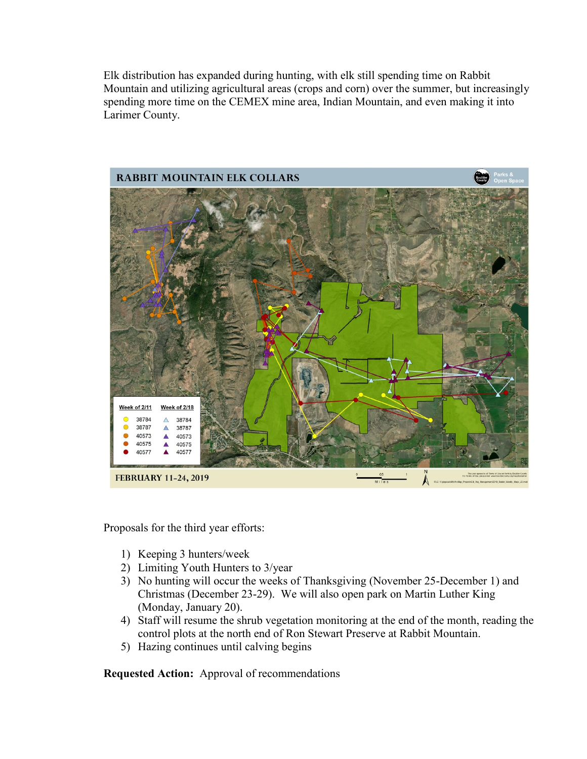Elk distribution has expanded during hunting, with elk still spending time on Rabbit Mountain and utilizing agricultural areas (crops and corn) over the summer, but increasingly spending more time on the CEMEX mine area, Indian Mountain, and even making it into Larimer County.

RABBIT MOUNTAIN ELK COLLARS

Parks & Open Space

Week of 2/11
38784
38787
40573
40575
40577

Week of 2/18
38784
38787
40573
40575
40577

FEBRUARY 11-24, 2019

0 0.5 1
Miles

N

Proposals for the third year efforts:

1) Keeping 3 hunters/week
2) Limiting Youth Hunters to 3/year
3) No hunting will occur the weeks of Thanksgiving (November 25-December 1) and Christmas (December 23-29). We will also open park on Martin Luther King (Monday, January 20).
4) Staff will resume the shrub vegetation monitoring at the end of the month, reading the control plots at the north end of Ron Stewart Preserve at Rabbit Mountain.
5) Hazing continues until calving begins

**Requested Action:** Approval of recommendations